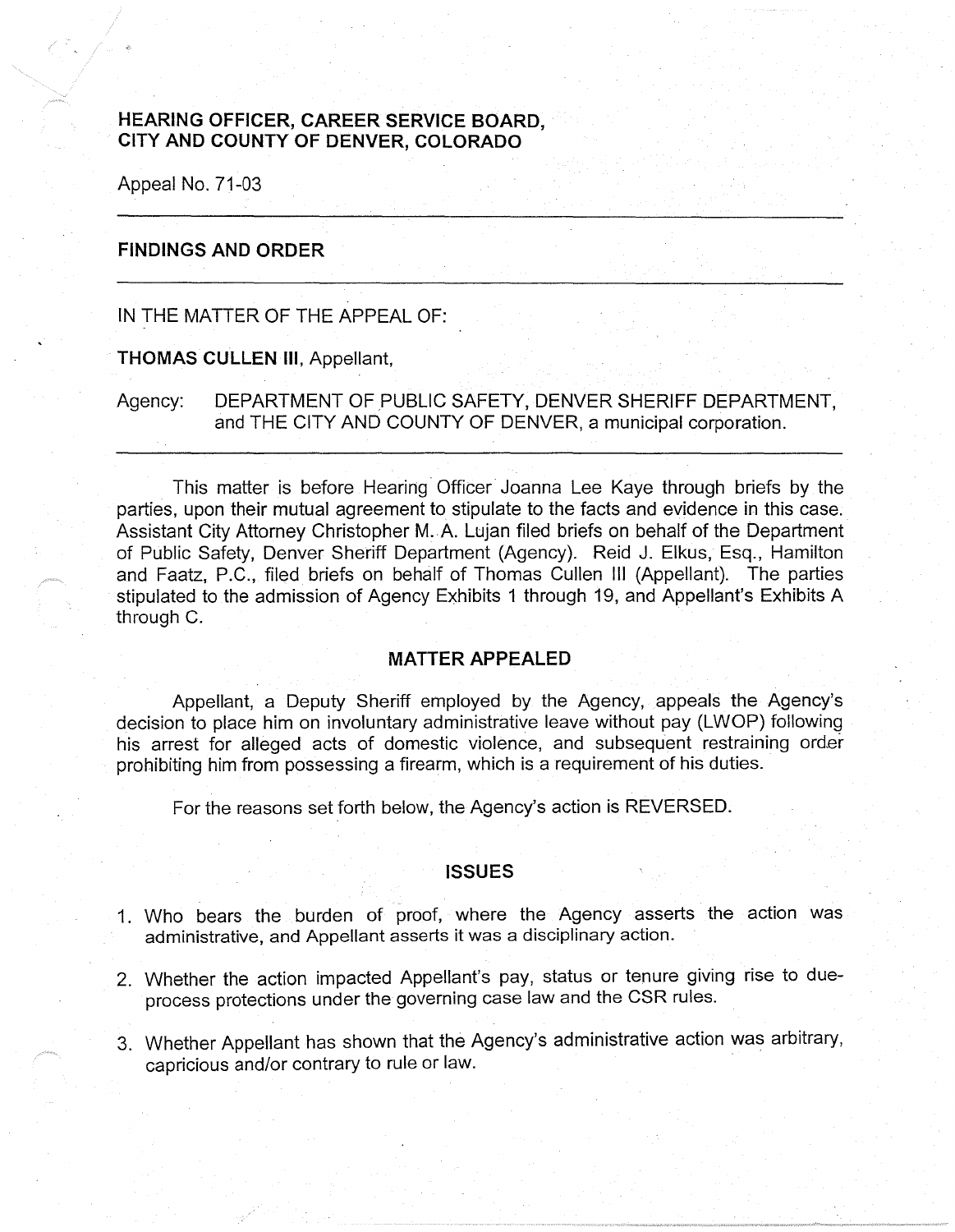**HEARING OFFICER, CAREER SERVICE BOARD, CITY AND COUNTY OF DENVER, COLORADO**

Appeal No. 71-03

---

## FINDINGS AND ORDER

---

IN THE MATTER OF THE APPEAL OF:

**THOMAS CULLEN III**, Appellant,

Agency: DEPARTMENT OF PUBLIC SAFETY, DENVER SHERIFF DEPARTMENT, and THE CITY AND COUNTY OF DENVER, a municipal corporation.

---

This matter is before Hearing Officer Joanna Lee Kaye through briefs by the parties, upon their mutual agreement to stipulate to the facts and evidence in this case. Assistant City Attorney Christopher M. A. Lujan filed briefs on behalf of the Department of Public Safety, Denver Sheriff Department (Agency). Reid J. Elkus, Esq., Hamilton and Faatz, P.C., filed briefs on behalf of Thomas Cullen III (Appellant). The parties stipulated to the admission of Agency Exhibits 1 through 19, and Appellant's Exhibits A through C.

## MATTER APPEALED

Appellant, a Deputy Sheriff employed by the Agency, appeals the Agency's decision to place him on involuntary administrative leave without pay (LWOP) following his arrest for alleged acts of domestic violence, and subsequent restraining order prohibiting him from possessing a firearm, which is a requirement of his duties.

For the reasons set forth below, the Agency's action is REVERSED.

## ISSUES

1. Who bears the burden of proof, where the Agency asserts the action was administrative, and Appellant asserts it was a disciplinary action.

2. Whether the action impacted Appellant's pay, status or tenure giving rise to due-process protections under the governing case law and the CSR rules.

3. Whether Appellant has shown that the Agency's administrative action was arbitrary, capricious and/or contrary to rule or law.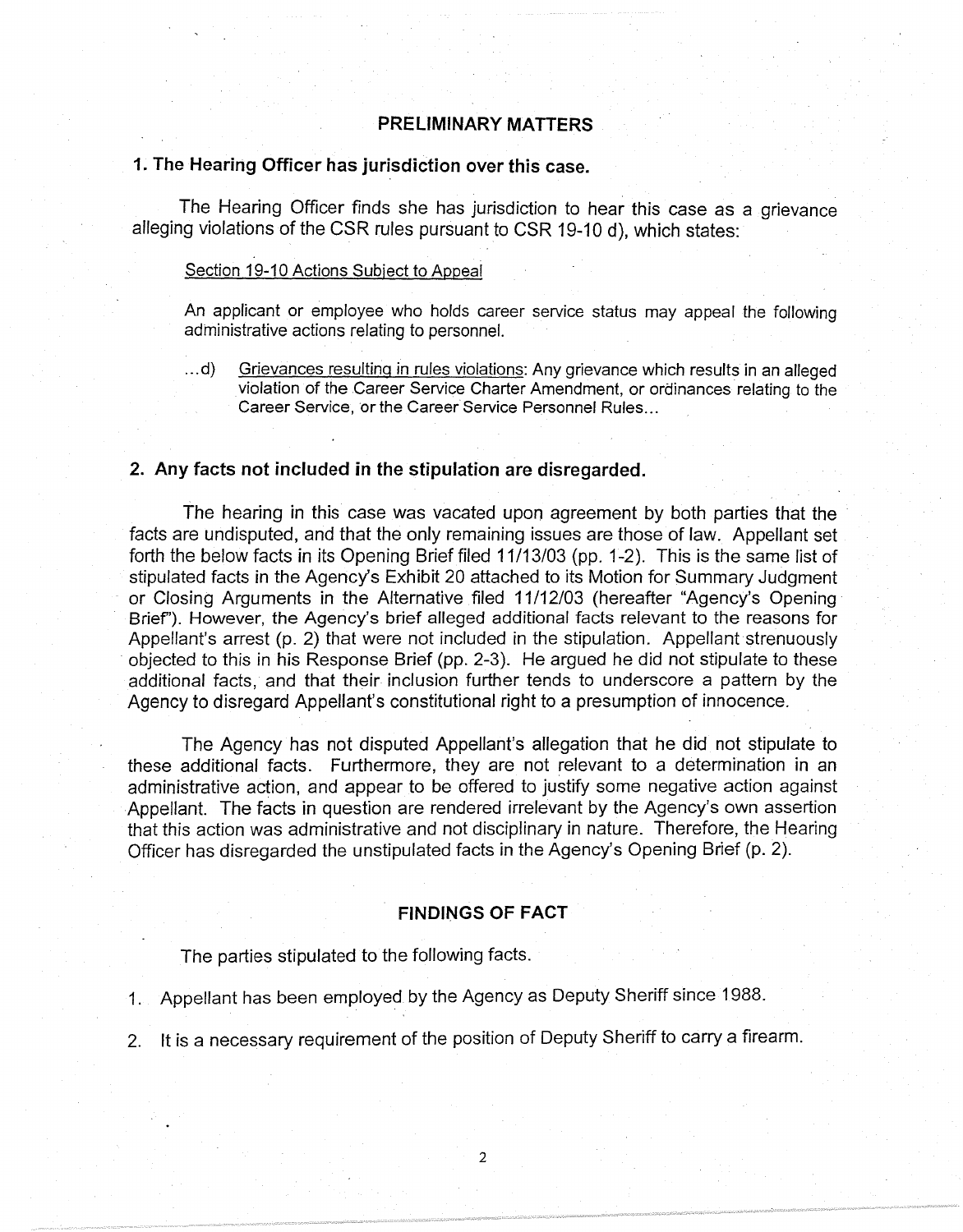## PRELIMINARY MATTERS

### 1. The Hearing Officer has jurisdiction over this case.

The Hearing Officer finds she has jurisdiction to hear this case as a grievance alleging violations of the CSR rules pursuant to CSR 19-10 d), which states:

> <u>Section 19-10 Actions Subject to Appeal</u>
>
> An applicant or employee who holds career service status may appeal the following administrative actions relating to personnel.
>
> ...d) <u>Grievances resulting in rules violations</u>: Any grievance which results in an alleged violation of the Career Service Charter Amendment, or ordinances relating to the Career Service, or the Career Service Personnel Rules...

### 2. Any facts not included in the stipulation are disregarded.

The hearing in this case was vacated upon agreement by both parties that the facts are undisputed, and that the only remaining issues are those of law. Appellant set forth the below facts in its Opening Brief filed 11/13/03 (pp. 1-2). This is the same list of stipulated facts in the Agency's Exhibit 20 attached to its Motion for Summary Judgment or Closing Arguments in the Alternative filed 11/12/03 (hereafter "Agency's Opening Brief"). However, the Agency's brief alleged additional facts relevant to the reasons for Appellant's arrest (p. 2) that were not included in the stipulation. Appellant strenuously objected to this in his Response Brief (pp. 2-3). He argued he did not stipulate to these additional facts, and that their inclusion further tends to underscore a pattern by the Agency to disregard Appellant's constitutional right to a presumption of innocence.

The Agency has not disputed Appellant's allegation that he did not stipulate to these additional facts. Furthermore, they are not relevant to a determination in an administrative action, and appear to be offered to justify some negative action against Appellant. The facts in question are rendered irrelevant by the Agency's own assertion that this action was administrative and not disciplinary in nature. Therefore, the Hearing Officer has disregarded the unstipulated facts in the Agency's Opening Brief (p. 2).

## FINDINGS OF FACT

The parties stipulated to the following facts.

1. Appellant has been employed by the Agency as Deputy Sheriff since 1988.
2. It is a necessary requirement of the position of Deputy Sheriff to carry a firearm.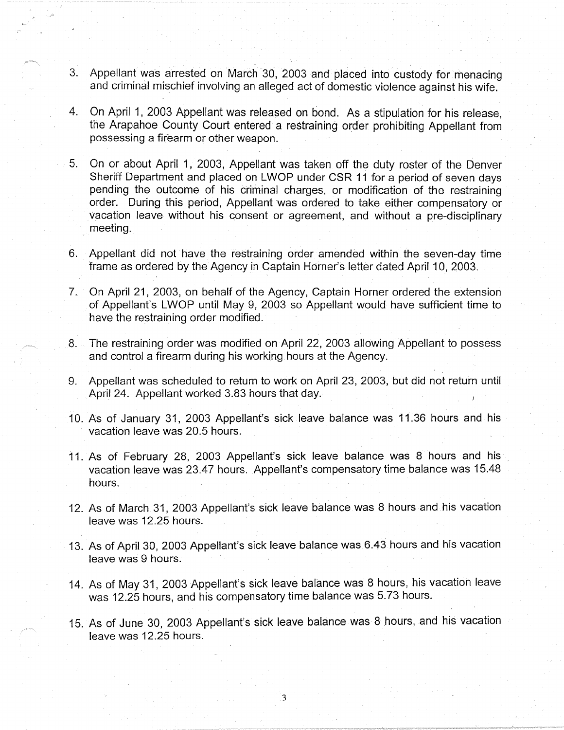3. Appellant was arrested on March 30, 2003 and placed into custody for menacing and criminal mischief involving an alleged act of domestic violence against his wife.

4. On April 1, 2003 Appellant was released on bond. As a stipulation for his release, the Arapahoe County Court entered a restraining order prohibiting Appellant from possessing a firearm or other weapon.

5. On or about April 1, 2003, Appellant was taken off the duty roster of the Denver Sheriff Department and placed on LWOP under CSR 11 for a period of seven days pending the outcome of his criminal charges, or modification of the restraining order. During this period, Appellant was ordered to take either compensatory or vacation leave without his consent or agreement, and without a pre-disciplinary meeting.

6. Appellant did not have the restraining order amended within the seven-day time frame as ordered by the Agency in Captain Horner's letter dated April 10, 2003.

7. On April 21, 2003, on behalf of the Agency, Captain Horner ordered the extension of Appellant's LWOP until May 9, 2003 so Appellant would have sufficient time to have the restraining order modified.

8. The restraining order was modified on April 22, 2003 allowing Appellant to possess and control a firearm during his working hours at the Agency.

9. Appellant was scheduled to return to work on April 23, 2003, but did not return until April 24. Appellant worked 3.83 hours that day.

10. As of January 31, 2003 Appellant's sick leave balance was 11.36 hours and his vacation leave was 20.5 hours.

11. As of February 28, 2003 Appellant's sick leave balance was 8 hours and his vacation leave was 23.47 hours. Appellant's compensatory time balance was 15.48 hours.

12. As of March 31, 2003 Appellant's sick leave balance was 8 hours and his vacation leave was 12.25 hours.

13. As of April 30, 2003 Appellant's sick leave balance was 6.43 hours and his vacation leave was 9 hours.

14. As of May 31, 2003 Appellant's sick leave balance was 8 hours, his vacation leave was 12.25 hours, and his compensatory time balance was 5.73 hours.

15. As of June 30, 2003 Appellant's sick leave balance was 8 hours, and his vacation leave was 12.25 hours.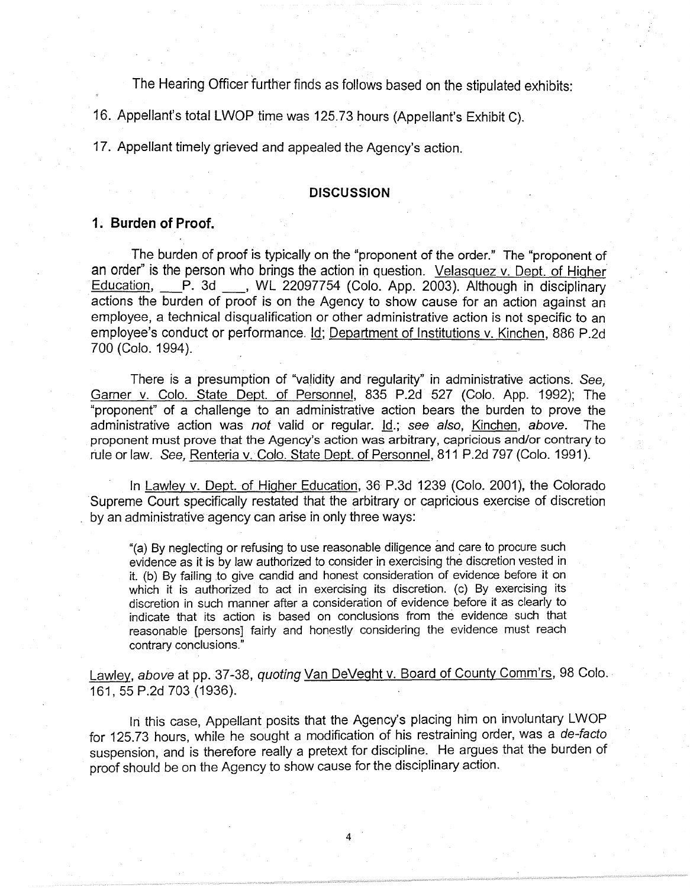The Hearing Officer further finds as follows based on the stipulated exhibits:

16. Appellant's total LWOP time was 125.73 hours (Appellant's Exhibit C).

17. Appellant timely grieved and appealed the Agency's action.

## DISCUSSION

### 1. Burden of Proof.

The burden of proof is typically on the "proponent of the order." The "proponent of an order" is the person who brings the action in question. Velasquez v. Dept. of Higher Education, ___P. 3d ___, WL 22097754 (Colo. App. 2003). Although in disciplinary actions the burden of proof is on the Agency to show cause for an action against an employee, a technical disqualification or other administrative action is not specific to an employee's conduct or performance. Id; Department of Institutions v. Kinchen, 886 P.2d 700 (Colo. 1994).

There is a presumption of "validity and regularity" in administrative actions. *See,* Garner v. Colo. State Dept. of Personnel, 835 P.2d 527 (Colo. App. 1992); The "proponent" of a challenge to an administrative action bears the burden to prove the administrative action was *not* valid or regular. Id.; *see also,* Kinchen, *above.* The proponent must prove that the Agency's action was arbitrary, capricious and/or contrary to rule or law. *See,* Renteria v. Colo. State Dept. of Personnel, 811 P.2d 797 (Colo. 1991).

In Lawley v. Dept. of Higher Education, 36 P.3d 1239 (Colo. 2001), the Colorado Supreme Court specifically restated that the arbitrary or capricious exercise of discretion by an administrative agency can arise in only three ways:

> "(a) By neglecting or refusing to use reasonable diligence and care to procure such evidence as it is by law authorized to consider in exercising the discretion vested in it. (b) By failing to give candid and honest consideration of evidence before it on which it is authorized to act in exercising its discretion. (c) By exercising its discretion in such manner after a consideration of evidence before it as clearly to indicate that its action is based on conclusions from the evidence such that reasonable [persons] fairly and honestly considering the evidence must reach contrary conclusions."

Lawley, *above* at pp. 37-38, *quoting* Van DeVeght v. Board of County Comm'rs, 98 Colo. 161, 55 P.2d 703 (1936).

In this case, Appellant posits that the Agency's placing him on involuntary LWOP for 125.73 hours, while he sought a modification of his restraining order, was a *de-facto* suspension, and is therefore really a pretext for discipline. He argues that the burden of proof should be on the Agency to show cause for the disciplinary action.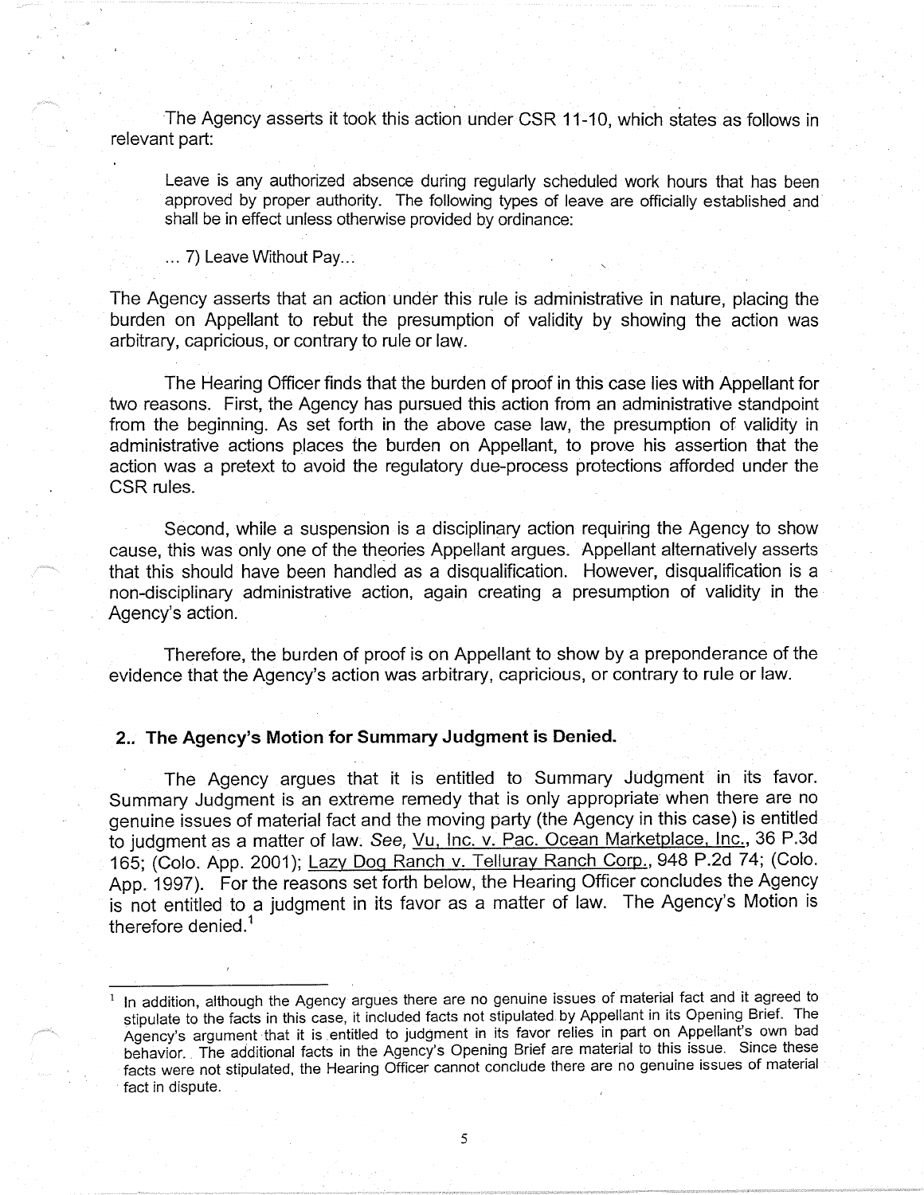The Agency asserts it took this action under CSR 11-10, which states as follows in relevant part:

> Leave is any authorized absence during regularly scheduled work hours that has been approved by proper authority. The following types of leave are officially established and shall be in effect unless otherwise provided by ordinance:
>
> ... 7) Leave Without Pay...

The Agency asserts that an action under this rule is administrative in nature, placing the burden on Appellant to rebut the presumption of validity by showing the action was arbitrary, capricious, or contrary to rule or law.

The Hearing Officer finds that the burden of proof in this case lies with Appellant for two reasons. First, the Agency has pursued this action from an administrative standpoint from the beginning. As set forth in the above case law, the presumption of validity in administrative actions places the burden on Appellant, to prove his assertion that the action was a pretext to avoid the regulatory due-process protections afforded under the CSR rules.

Second, while a suspension is a disciplinary action requiring the Agency to show cause, this was only one of the theories Appellant argues. Appellant alternatively asserts that this should have been handled as a disqualification. However, disqualification is a non-disciplinary administrative action, again creating a presumption of validity in the Agency's action.

Therefore, the burden of proof is on Appellant to show by a preponderance of the evidence that the Agency's action was arbitrary, capricious, or contrary to rule or law.

### 2.. The Agency's Motion for Summary Judgment is Denied.

The Agency argues that it is entitled to Summary Judgment in its favor. Summary Judgment is an extreme remedy that is only appropriate when there are no genuine issues of material fact and the moving party (the Agency in this case) is entitled to judgment as a matter of law. *See,* Vu, Inc. v. Pac. Ocean Marketplace, Inc., 36 P.3d 165; (Colo. App. 2001); Lazy Dog Ranch v. Telluray Ranch Corp., 948 P.2d 74; (Colo. App. 1997). For the reasons set forth below, the Hearing Officer concludes the Agency is not entitled to a judgment in its favor as a matter of law. The Agency's Motion is therefore denied.[1]

[1] In addition, although the Agency argues there are no genuine issues of material fact and it agreed to stipulate to the facts in this case, it included facts not stipulated by Appellant in its Opening Brief. The Agency's argument that it is entitled to judgment in its favor relies in part on Appellant's own bad behavior. The additional facts in the Agency's Opening Brief are material to this issue. Since these facts were not stipulated, the Hearing Officer cannot conclude there are no genuine issues of material fact in dispute.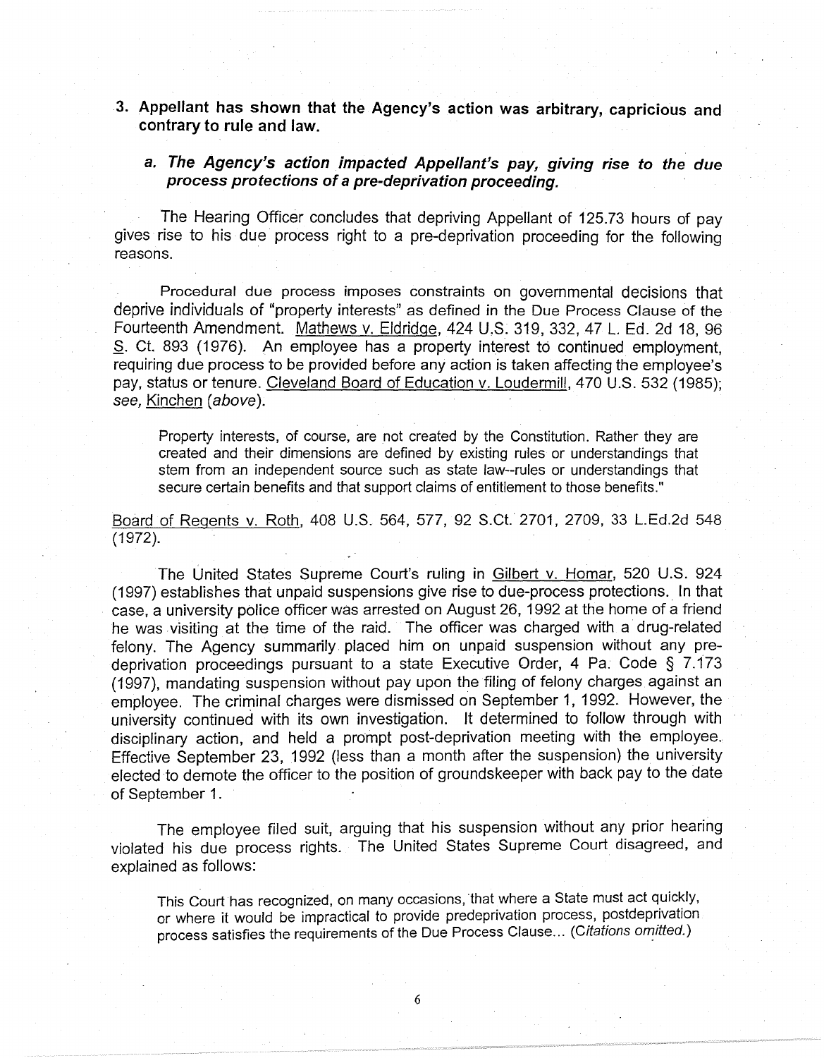**3. Appellant has shown that the Agency's action was arbitrary, capricious and contrary to rule and law.**

***a. The Agency's action impacted Appellant's pay, giving rise to the due process protections of a pre-deprivation proceeding.***

The Hearing Officer concludes that depriving Appellant of 125.73 hours of pay gives rise to his due process right to a pre-deprivation proceeding for the following reasons.

Procedural due process imposes constraints on governmental decisions that deprive individuals of "property interests" as defined in the Due Process Clause of the Fourteenth Amendment. Mathews v. Eldridge, 424 U.S. 319, 332, 47 L. Ed. 2d 18, 96 S. Ct. 893 (1976). An employee has a property interest to continued employment, requiring due process to be provided before any action is taken affecting the employee's pay, status or tenure. Cleveland Board of Education v. Loudermill, 470 U.S. 532 (1985); *see,* Kinchen (*above*).

> Property interests, of course, are not created by the Constitution. Rather they are created and their dimensions are defined by existing rules or understandings that stem from an independent source such as state law--rules or understandings that secure certain benefits and that support claims of entitlement to those benefits."

Board of Regents v. Roth, 408 U.S. 564, 577, 92 S.Ct. 2701, 2709, 33 L.Ed.2d 548 (1972).

The United States Supreme Court's ruling in Gilbert v. Homar, 520 U.S. 924 (1997) establishes that unpaid suspensions give rise to due-process protections. In that case, a university police officer was arrested on August 26, 1992 at the home of a friend he was visiting at the time of the raid. The officer was charged with a drug-related felony. The Agency summarily placed him on unpaid suspension without any pre-deprivation proceedings pursuant to a state Executive Order, 4 Pa. Code § 7.173 (1997), mandating suspension without pay upon the filing of felony charges against an employee. The criminal charges were dismissed on September 1, 1992. However, the university continued with its own investigation. It determined to follow through with disciplinary action, and held a prompt post-deprivation meeting with the employee. Effective September 23, 1992 (less than a month after the suspension) the university elected to demote the officer to the position of groundskeeper with back pay to the date of September 1.

The employee filed suit, arguing that his suspension without any prior hearing violated his due process rights. The United States Supreme Court disagreed, and explained as follows:

> This Court has recognized, on many occasions, that where a State must act quickly, or where it would be impractical to provide predeprivation process, postdeprivation process satisfies the requirements of the Due Process Clause... (*Citations omitted.*)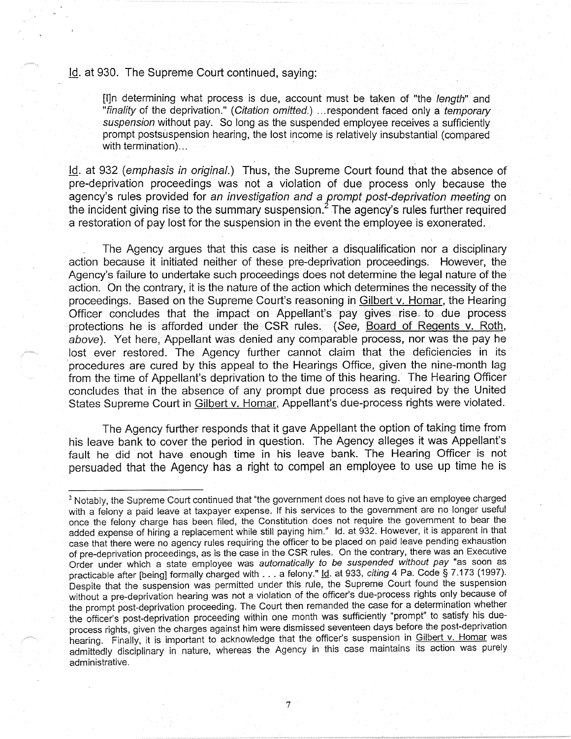Id. at 930. The Supreme Court continued, saying:

> [I]n determining what process is due, account must be taken of "the *length*" and "*finality* of the deprivation." (*Citation omitted.*) ...respondent faced only a *temporary suspension* without pay. So long as the suspended employee receives a sufficiently prompt postsuspension hearing, the lost income is relatively insubstantial (compared with termination)...

Id. at 932 (*emphasis in original.*) Thus, the Supreme Court found that the absence of pre-deprivation proceedings was not a violation of due process only because the agency's rules provided for *an investigation and a prompt post-deprivation meeting* on the incident giving rise to the summary suspension.[2] The agency's rules further required a restoration of pay lost for the suspension in the event the employee is exonerated.

The Agency argues that this case is neither a disqualification nor a disciplinary action because it initiated neither of these pre-deprivation proceedings. However, the Agency's failure to undertake such proceedings does not determine the legal nature of the action. On the contrary, it is the nature of the action which determines the necessity of the proceedings. Based on the Supreme Court's reasoning in Gilbert v. Homar, the Hearing Officer concludes that the impact on Appellant's pay gives rise to due process protections he is afforded under the CSR rules. (*See,* Board of Regents v. Roth, *above*). Yet here, Appellant was denied any comparable process, nor was the pay he lost ever restored. The Agency further cannot claim that the deficiencies in its procedures are cured by this appeal to the Hearings Office, given the nine-month lag from the time of Appellant's deprivation to the time of this hearing. The Hearing Officer concludes that in the absence of any prompt due process as required by the United States Supreme Court in Gilbert v. Homar, Appellant's due-process rights were violated.

The Agency further responds that it gave Appellant the option of taking time from his leave bank to cover the period in question. The Agency alleges it was Appellant's fault he did not have enough time in his leave bank. The Hearing Officer is not persuaded that the Agency has a right to compel an employee to use up time he is

---

[2] Notably, the Supreme Court continued that "the government does not have to give an employee charged with a felony a paid leave at taxpayer expense. If his services to the government are no longer useful once the felony charge has been filed, the Constitution does not require the government to bear the added expense of hiring a replacement while still paying him." Id. at 932. However, it is apparent in that case that there were no agency rules requiring the officer to be placed on paid leave pending exhaustion of pre-deprivation proceedings, as is the case in the CSR rules. On the contrary, there was an Executive Order under which a state employee was *automatically to be suspended without pay* "as soon as practicable after [being] formally charged with . . . a felony." Id. at 933, *citing* 4 Pa. Code § 7.173 (1997). Despite that the suspension was permitted under this rule, the Supreme Court found the suspension without a pre-deprivation hearing was not a violation of the officer's due-process rights only because of the prompt post-deprivation proceeding. The Court then remanded the case for a determination whether the officer's post-deprivation proceeding within one month was sufficiently "prompt" to satisfy his due-process rights, given the charges against him were dismissed seventeen days before the post-deprivation hearing. Finally, it is important to acknowledge that the officer's suspension in Gilbert v. Homar was admittedly disciplinary in nature, whereas the Agency in this case maintains its action was purely administrative.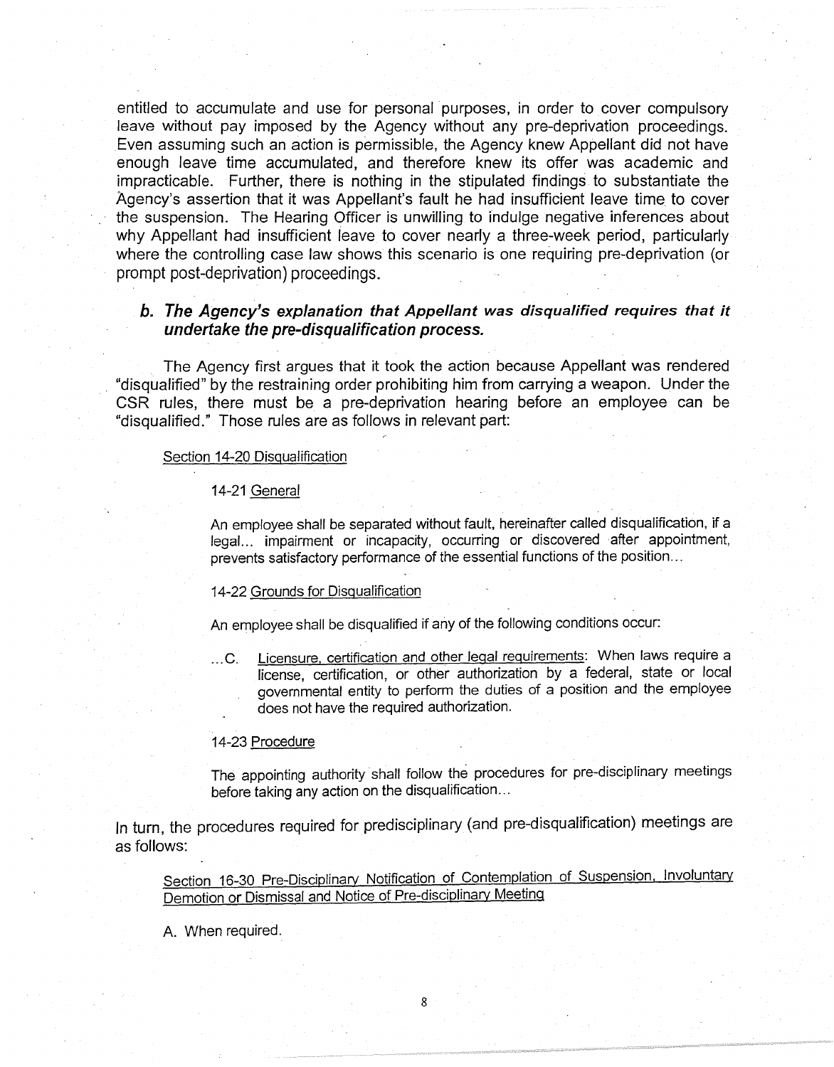entitled to accumulate and use for personal purposes, in order to cover compulsory leave without pay imposed by the Agency without any pre-deprivation proceedings. Even assuming such an action is permissible, the Agency knew Appellant did not have enough leave time accumulated, and therefore knew its offer was academic and impracticable. Further, there is nothing in the stipulated findings to substantiate the Agency's assertion that it was Appellant's fault he had insufficient leave time to cover the suspension. The Hearing Officer is unwilling to indulge negative inferences about why Appellant had insufficient leave to cover nearly a three-week period, particularly where the controlling case law shows this scenario is one requiring pre-deprivation (or prompt post-deprivation) proceedings.

### *b. The Agency's explanation that Appellant was disqualified requires that it undertake the pre-disqualification process.*

The Agency first argues that it took the action because Appellant was rendered "disqualified" by the restraining order prohibiting him from carrying a weapon. Under the CSR rules, there must be a pre-deprivation hearing before an employee can be "disqualified." Those rules are as follows in relevant part:

> Section 14-20 Disqualification
>
> 14-21 General
>
> An employee shall be separated without fault, hereinafter called disqualification, if a legal... impairment or incapacity, occurring or discovered after appointment, prevents satisfactory performance of the essential functions of the position...
>
> 14-22 Grounds for Disqualification
>
> An employee shall be disqualified if any of the following conditions occur:
>
> ...C. Licensure, certification and other legal requirements: When laws require a license, certification, or other authorization by a federal, state or local governmental entity to perform the duties of a position and the employee does not have the required authorization.
>
> 14-23 Procedure
>
> The appointing authority shall follow the procedures for pre-disciplinary meetings before taking any action on the disqualification...

In turn, the procedures required for predisciplinary (and pre-disqualification) meetings are as follows:

> Section 16-30 Pre-Disciplinary Notification of Contemplation of Suspension, Involuntary Demotion or Dismissal and Notice of Pre-disciplinary Meeting
>
> A. When required.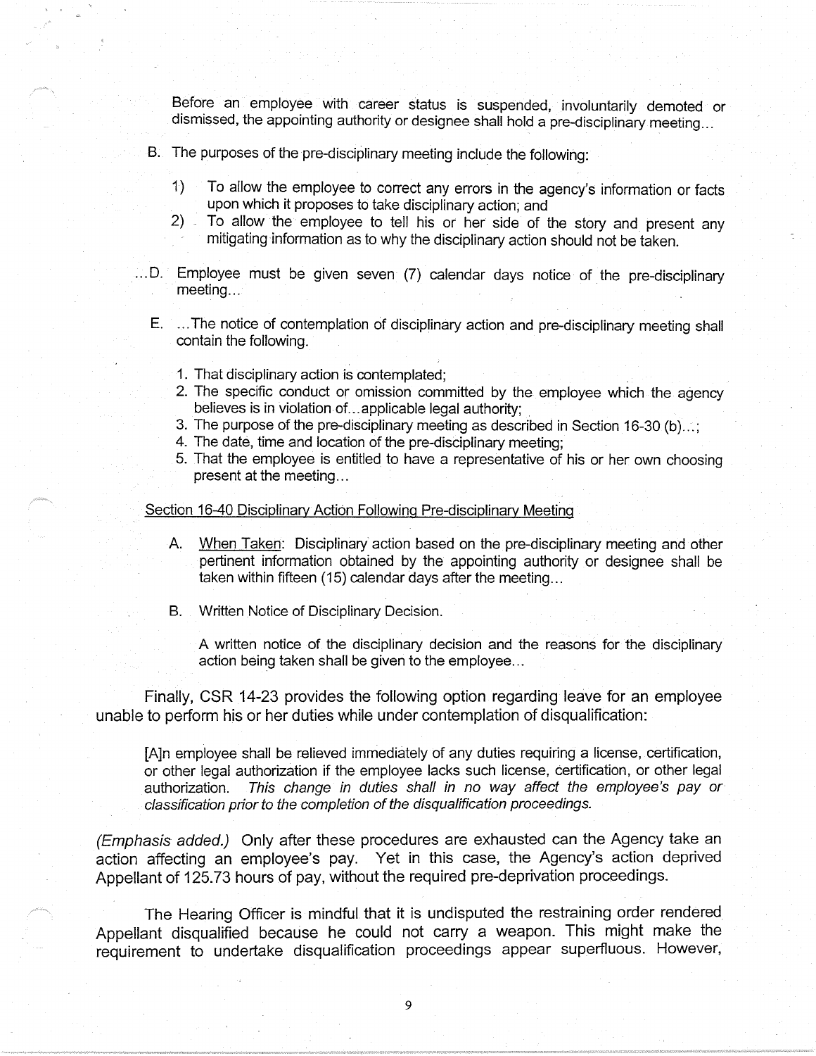> Before an employee with career status is suspended, involuntarily demoted or dismissed, the appointing authority or designee shall hold a pre-disciplinary meeting...
>
> B. The purposes of the pre-disciplinary meeting include the following:
>
> 1) To allow the employee to correct any errors in the agency's information or facts upon which it proposes to take disciplinary action; and
>
> 2) To allow the employee to tell his or her side of the story and present any mitigating information as to why the disciplinary action should not be taken.
>
> ...D. Employee must be given seven (7) calendar days notice of the pre-disciplinary meeting...
>
> E. ...The notice of contemplation of disciplinary action and pre-disciplinary meeting shall contain the following.
>
> 1. That disciplinary action is contemplated;
> 2. The specific conduct or omission committed by the employee which the agency believes is in violation of...applicable legal authority;
> 3. The purpose of the pre-disciplinary meeting as described in Section 16-30 (b)...;
> 4. The date, time and location of the pre-disciplinary meeting;
> 5. That the employee is entitled to have a representative of his or her own choosing present at the meeting...
>
> <u>Section 16-40 Disciplinary Action Following Pre-disciplinary Meeting</u>
>
> A. <u>When Taken</u>: Disciplinary action based on the pre-disciplinary meeting and other pertinent information obtained by the appointing authority or designee shall be taken within fifteen (15) calendar days after the meeting...
>
> B. Written Notice of Disciplinary Decision.
>
> A written notice of the disciplinary decision and the reasons for the disciplinary action being taken shall be given to the employee...

Finally, CSR 14-23 provides the following option regarding leave for an employee unable to perform his or her duties while under contemplation of disqualification:

> [A]n employee shall be relieved immediately of any duties requiring a license, certification, or other legal authorization if the employee lacks such license, certification, or other legal authorization. *This change in duties shall in no way affect the employee's pay or classification prior to the completion of the disqualification proceedings.*

*(Emphasis added.)* Only after these procedures are exhausted can the Agency take an action affecting an employee's pay. Yet in this case, the Agency's action deprived Appellant of 125.73 hours of pay, without the required pre-deprivation proceedings.

The Hearing Officer is mindful that it is undisputed the restraining order rendered Appellant disqualified because he could not carry a weapon. This might make the requirement to undertake disqualification proceedings appear superfluous. However,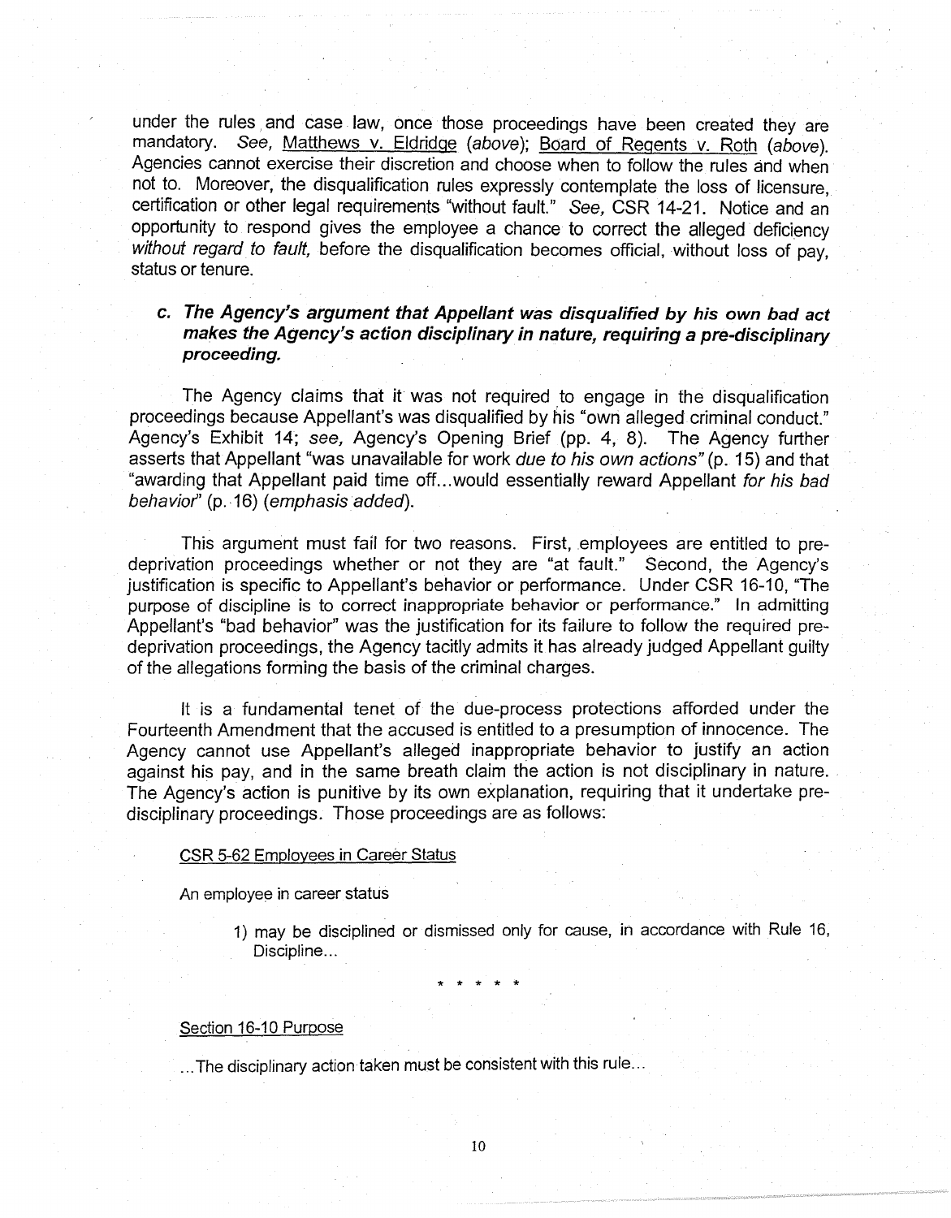under the rules and case law, once those proceedings have been created they are mandatory. *See,* Matthews v. Eldridge (*above*); Board of Regents v. Roth (*above*). Agencies cannot exercise their discretion and choose when to follow the rules and when not to. Moreover, the disqualification rules expressly contemplate the loss of licensure, certification or other legal requirements "without fault." *See,* CSR 14-21. Notice and an opportunity to respond gives the employee a chance to correct the alleged deficiency *without regard to fault,* before the disqualification becomes official, without loss of pay, status or tenure.

### c. *The Agency's argument that Appellant was disqualified by his own bad act makes the Agency's action disciplinary in nature, requiring a pre-disciplinary proceeding.*

The Agency claims that it was not required to engage in the disqualification proceedings because Appellant's was disqualified by his "own alleged criminal conduct." Agency's Exhibit 14; *see,* Agency's Opening Brief (pp. 4, 8). The Agency further asserts that Appellant "was unavailable for work *due to his own actions"* (p. 15) and that "awarding that Appellant paid time off...would essentially reward Appellant *for his bad behavior*" (p. 16) (*emphasis added*).

This argument must fail for two reasons. First, employees are entitled to pre-deprivation proceedings whether or not they are "at fault." Second, the Agency's justification is specific to Appellant's behavior or performance. Under CSR 16-10, "The purpose of discipline is to correct inappropriate behavior or performance." In admitting Appellant's "bad behavior" was the justification for its failure to follow the required pre-deprivation proceedings, the Agency tacitly admits it has already judged Appellant guilty of the allegations forming the basis of the criminal charges.

It is a fundamental tenet of the due-process protections afforded under the Fourteenth Amendment that the accused is entitled to a presumption of innocence. The Agency cannot use Appellant's alleged inappropriate behavior to justify an action against his pay, and in the same breath claim the action is not disciplinary in nature. The Agency's action is punitive by its own explanation, requiring that it undertake pre-disciplinary proceedings. Those proceedings are as follows:

CSR 5-62 Employees in Career Status

An employee in career status

1) may be disciplined or dismissed only for cause, in accordance with Rule 16, Discipline...

\* \* \* \* \*

Section 16-10 Purpose

...The disciplinary action taken must be consistent with this rule...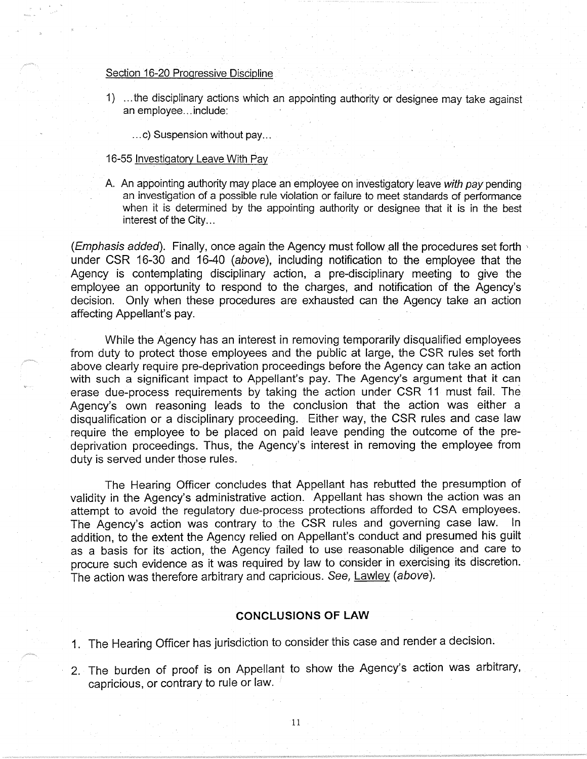Section 16-20 Progressive Discipline

1) ...the disciplinary actions which an appointing authority or designee may take against an employee...include:

   ...c) Suspension without pay...

16-55 Investigatory Leave With Pay

A. An appointing authority may place an employee on investigatory leave *with pay* pending an investigation of a possible rule violation or failure to meet standards of performance when it is determined by the appointing authority or designee that it is in the best interest of the City...

(*Emphasis added*). Finally, once again the Agency must follow all the procedures set forth under CSR 16-30 and 16-40 (*above*), including notification to the employee that the Agency is contemplating disciplinary action, a pre-disciplinary meeting to give the employee an opportunity to respond to the charges, and notification of the Agency's decision. Only when these procedures are exhausted can the Agency take an action affecting Appellant's pay.

While the Agency has an interest in removing temporarily disqualified employees from duty to protect those employees and the public at large, the CSR rules set forth above clearly require pre-deprivation proceedings before the Agency can take an action with such a significant impact to Appellant's pay. The Agency's argument that it can erase due-process requirements by taking the action under CSR 11 must fail. The Agency's own reasoning leads to the conclusion that the action was either a disqualification or a disciplinary proceeding. Either way, the CSR rules and case law require the employee to be placed on paid leave pending the outcome of the pre-deprivation proceedings. Thus, the Agency's interest in removing the employee from duty is served under those rules.

The Hearing Officer concludes that Appellant has rebutted the presumption of validity in the Agency's administrative action. Appellant has shown the action was an attempt to avoid the regulatory due-process protections afforded to CSA employees. The Agency's action was contrary to the CSR rules and governing case law. In addition, to the extent the Agency relied on Appellant's conduct and presumed his guilt as a basis for its action, the Agency failed to use reasonable diligence and care to procure such evidence as it was required by law to consider in exercising its discretion. The action was therefore arbitrary and capricious. *See*, Lawley (*above*).

## CONCLUSIONS OF LAW

1. The Hearing Officer has jurisdiction to consider this case and render a decision.

2. The burden of proof is on Appellant to show the Agency's action was arbitrary, capricious, or contrary to rule or law.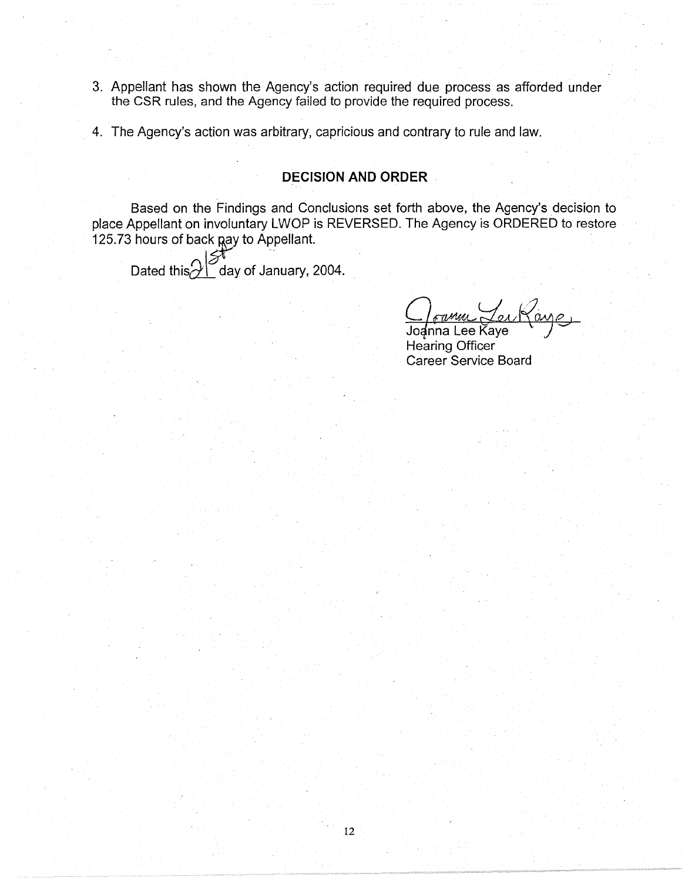3. Appellant has shown the Agency's action required due process as afforded under the CSR rules, and the Agency failed to provide the required process.

4. The Agency's action was arbitrary, capricious and contrary to rule and law.

## DECISION AND ORDER

Based on the Findings and Conclusions set forth above, the Agency's decision to place Appellant on involuntary LWOP is REVERSED. The Agency is ORDERED to restore 125.73 hours of back pay to Appellant.

Dated this 21st day of January, 2004.

Joanna Lee Kaye
Hearing Officer
Career Service Board